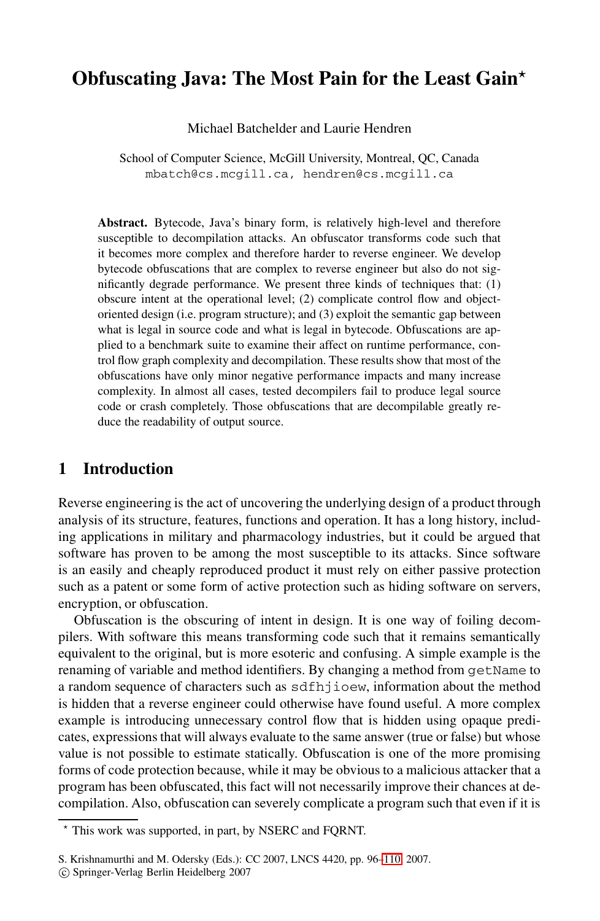# Obfuscating Java: The Most Pain for the Least Gain*

Michael Batchelder and Laurie Hendren

School of Computer Science, McGill University, Montreal, QC, Canada
mbatch@cs.mcgill.ca, hendren@cs.mcgill.ca

**Abstract.** Bytecode, Java's binary form, is relatively high-level and therefore susceptible to decompilation attacks. An obfuscator transforms code such that it becomes more complex and therefore harder to reverse engineer. We develop bytecode obfuscations that are complex to reverse engineer but also do not significantly degrade performance. We present three kinds of techniques that: (1) obscure intent at the operational level; (2) complicate control flow and object-oriented design (i.e. program structure); and (3) exploit the semantic gap between what is legal in source code and what is legal in bytecode. Obfuscations are applied to a benchmark suite to examine their affect on runtime performance, control flow graph complexity and decompilation. These results show that most of the obfuscations have only minor negative performance impacts and many increase complexity. In almost all cases, tested decompilers fail to produce legal source code or crash completely. Those obfuscations that are decompilable greatly reduce the readability of output source.

## 1 Introduction

Reverse engineering is the act of uncovering the underlying design of a product through analysis of its structure, features, functions and operation. It has a long history, including applications in military and pharmacology industries, but it could be argued that software has proven to be among the most susceptible to its attacks. Since software is an easily and cheaply reproduced product it must rely on either passive protection such as a patent or some form of active protection such as hiding software on servers, encryption, or obfuscation.

Obfuscation is the obscuring of intent in design. It is one way of foiling decompilers. With software this means transforming code such that it remains semantically equivalent to the original, but is more esoteric and confusing. A simple example is the renaming of variable and method identifiers. By changing a method from `getName` to a random sequence of characters such as `sdfhjioew`, information about the method is hidden that a reverse engineer could otherwise have found useful. A more complex example is introducing unnecessary control flow that is hidden using opaque predicates, expressions that will always evaluate to the same answer (true or false) but whose value is not possible to estimate statically. Obfuscation is one of the more promising forms of code protection because, while it may be obvious to a malicious attacker that a program has been obfuscated, this fact will not necessarily improve their chances at decompilation. Also, obfuscation can severely complicate a program such that even if it is

* This work was supported, in part, by NSERC and FQRNT.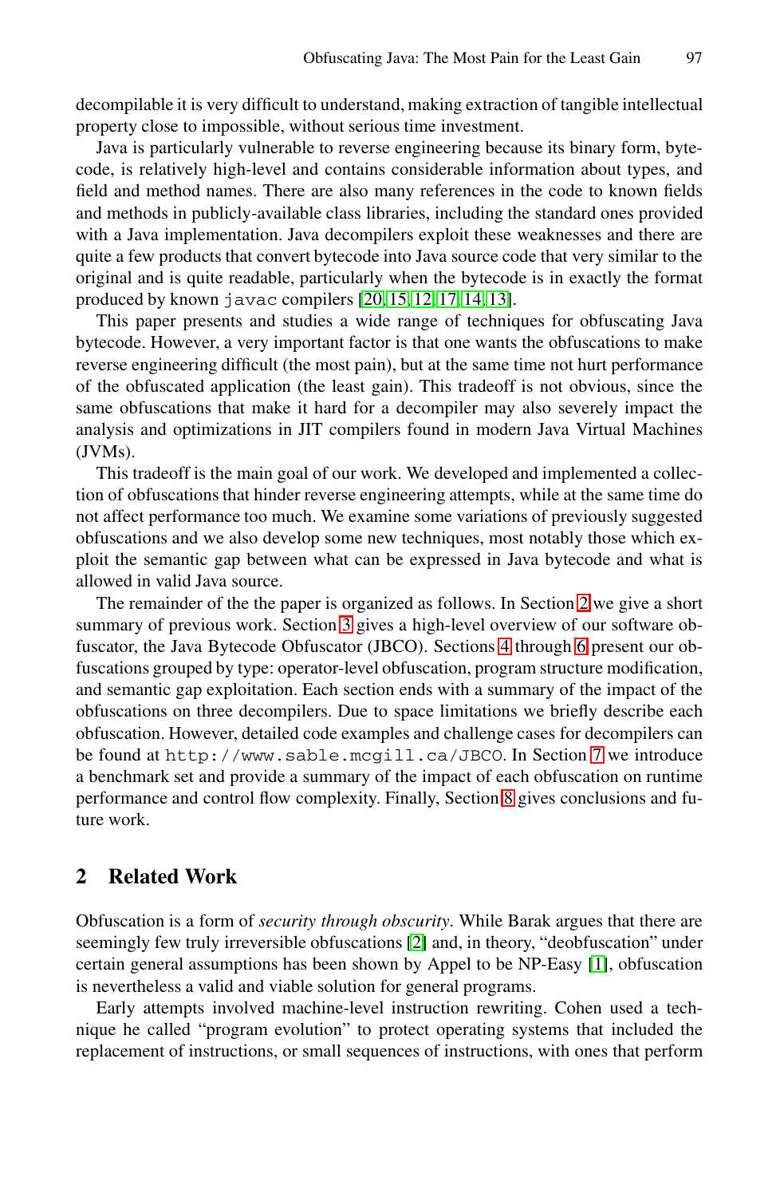decompilable it is very difficult to understand, making extraction of tangible intellectual property close to impossible, without serious time investment.

Java is particularly vulnerable to reverse engineering because its binary form, bytecode, is relatively high-level and contains considerable information about types, and field and method names. There are also many references in the code to known fields and methods in publicly-available class libraries, including the standard ones provided with a Java implementation. Java decompilers exploit these weaknesses and there are quite a few products that convert bytecode into Java source code that very similar to the original and is quite readable, particularly when the bytecode is in exactly the format produced by known `javac` compilers [20,15,12,17,14,13].

This paper presents and studies a wide range of techniques for obfuscating Java bytecode. However, a very important factor is that one wants the obfuscations to make reverse engineering difficult (the most pain), but at the same time not hurt performance of the obfuscated application (the least gain). This tradeoff is not obvious, since the same obfuscations that make it hard for a decompiler may also severely impact the analysis and optimizations in JIT compilers found in modern Java Virtual Machines (JVMs).

This tradeoff is the main goal of our work. We developed and implemented a collection of obfuscations that hinder reverse engineering attempts, while at the same time do not affect performance too much. We examine some variations of previously suggested obfuscations and we also develop some new techniques, most notably those which exploit the semantic gap between what can be expressed in Java bytecode and what is allowed in valid Java source.

The remainder of the the paper is organized as follows. In Section 2 we give a short summary of previous work. Section 3 gives a high-level overview of our software obfuscator, the Java Bytecode Obfuscator (JBCO). Sections 4 through 6 present our obfuscations grouped by type: operator-level obfuscation, program structure modification, and semantic gap exploitation. Each section ends with a summary of the impact of the obfuscations on three decompilers. Due to space limitations we briefly describe each obfuscation. However, detailed code examples and challenge cases for decompilers can be found at `http://www.sable.mcgill.ca/JBCO`. In Section 7 we introduce a benchmark set and provide a summary of the impact of each obfuscation on runtime performance and control flow complexity. Finally, Section 8 gives conclusions and future work.

## 2 Related Work

Obfuscation is a form of *security through obscurity*. While Barak argues that there are seemingly few truly irreversible obfuscations [2] and, in theory, "deobfuscation" under certain general assumptions has been shown by Appel to be NP-Easy [1], obfuscation is nevertheless a valid and viable solution for general programs.

Early attempts involved machine-level instruction rewriting. Cohen used a technique he called "program evolution" to protect operating systems that included the replacement of instructions, or small sequences of instructions, with ones that perform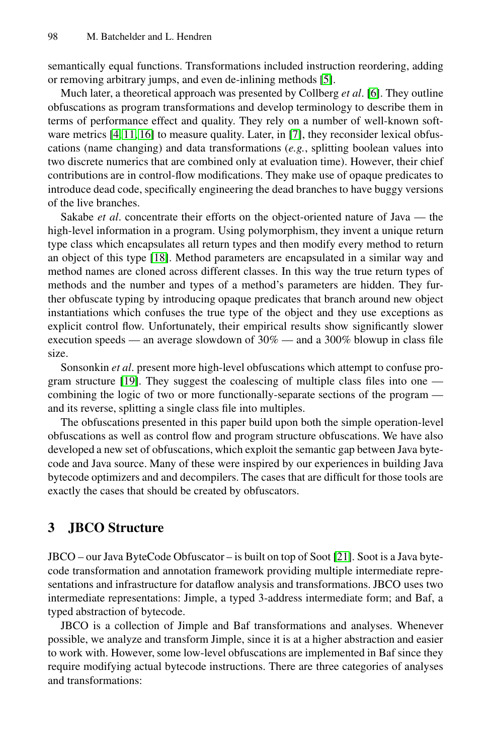semantically equal functions. Transformations included instruction reordering, adding or removing arbitrary jumps, and even de-inlining methods [5].

Much later, a theoretical approach was presented by Collberg *et al*. [6]. They outline obfuscations as program transformations and develop terminology to describe them in terms of performance effect and quality. They rely on a number of well-known software metrics [4, 11, 16] to measure quality. Later, in [7], they reconsider lexical obfuscations (name changing) and data transformations (*e.g.*, splitting boolean values into two discrete numerics that are combined only at evaluation time). However, their chief contributions are in control-flow modifications. They make use of opaque predicates to introduce dead code, specifically engineering the dead branches to have buggy versions of the live branches.

Sakabe *et al*. concentrate their efforts on the object-oriented nature of Java — the high-level information in a program. Using polymorphism, they invent a unique return type class which encapsulates all return types and then modify every method to return an object of this type [18]. Method parameters are encapsulated in a similar way and method names are cloned across different classes. In this way the true return types of methods and the number and types of a method's parameters are hidden. They further obfuscate typing by introducing opaque predicates that branch around new object instantiations which confuses the true type of the object and they use exceptions as explicit control flow. Unfortunately, their empirical results show significantly slower execution speeds — an average slowdown of 30% — and a 300% blowup in class file size.

Sonsonkin *et al*. present more high-level obfuscations which attempt to confuse program structure [19]. They suggest the coalescing of multiple class files into one — combining the logic of two or more functionally-separate sections of the program — and its reverse, splitting a single class file into multiples.

The obfuscations presented in this paper build upon both the simple operation-level obfuscations as well as control flow and program structure obfuscations. We have also developed a new set of obfuscations, which exploit the semantic gap between Java bytecode and Java source. Many of these were inspired by our experiences in building Java bytecode optimizers and and decompilers. The cases that are difficult for those tools are exactly the cases that should be created by obfuscators.

## 3 JBCO Structure

JBCO – our Java ByteCode Obfuscator – is built on top of Soot [21]. Soot is a Java bytecode transformation and annotation framework providing multiple intermediate representations and infrastructure for dataflow analysis and transformations. JBCO uses two intermediate representations: Jimple, a typed 3-address intermediate form; and Baf, a typed abstraction of bytecode.

JBCO is a collection of Jimple and Baf transformations and analyses. Whenever possible, we analyze and transform Jimple, since it is at a higher abstraction and easier to work with. However, some low-level obfuscations are implemented in Baf since they require modifying actual bytecode instructions. There are three categories of analyses and transformations: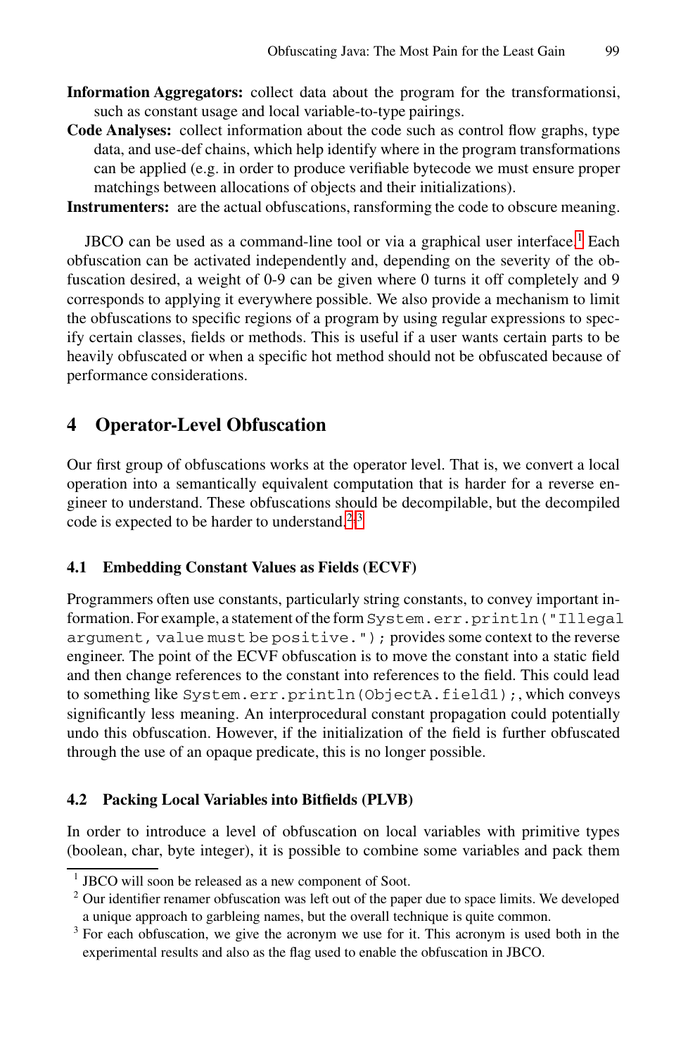**Information Aggregators:** collect data about the program for the transformationsi, such as constant usage and local variable-to-type pairings.

**Code Analyses:** collect information about the code such as control flow graphs, type data, and use-def chains, which help identify where in the program transformations can be applied (e.g. in order to produce verifiable bytecode we must ensure proper matchings between allocations of objects and their initializations).

**Instrumenters:** are the actual obfuscations, ransforming the code to obscure meaning.

JBCO can be used as a command-line tool or via a graphical user interface.[1] Each obfuscation can be activated independently and, depending on the severity of the obfuscation desired, a weight of 0-9 can be given where 0 turns it off completely and 9 corresponds to applying it everywhere possible. We also provide a mechanism to limit the obfuscations to specific regions of a program by using regular expressions to specify certain classes, fields or methods. This is useful if a user wants certain parts to be heavily obfuscated or when a specific hot method should not be obfuscated because of performance considerations.

## 4 Operator-Level Obfuscation

Our first group of obfuscations works at the operator level. That is, we convert a local operation into a semantically equivalent computation that is harder for a reverse engineer to understand. These obfuscations should be decompilable, but the decompiled code is expected to be harder to understand.[2,3]

### 4.1 Embedding Constant Values as Fields (ECVF)

Programmers often use constants, particularly string constants, to convey important information. For example, a statement of the form `System.err.println("Illegal argument, value must be positive.");` provides some context to the reverse engineer. The point of the ECVF obfuscation is to move the constant into a static field and then change references to the constant into references to the field. This could lead to something like `System.err.println(ObjectA.field1);`, which conveys significantly less meaning. An interprocedural constant propagation could potentially undo this obfuscation. However, if the initialization of the field is further obfuscated through the use of an opaque predicate, this is no longer possible.

### 4.2 Packing Local Variables into Bitfields (PLVB)

In order to introduce a level of obfuscation on local variables with primitive types (boolean, char, byte integer), it is possible to combine some variables and pack them

---

[1] JBCO will soon be released as a new component of Soot.

[2] Our identifier renamer obfuscation was left out of the paper due to space limits. We developed a unique approach to garbleing names, but the overall technique is quite common.

[3] For each obfuscation, we give the acronym we use for it. This acronym is used both in the experimental results and also as the flag used to enable the obfuscation in JBCO.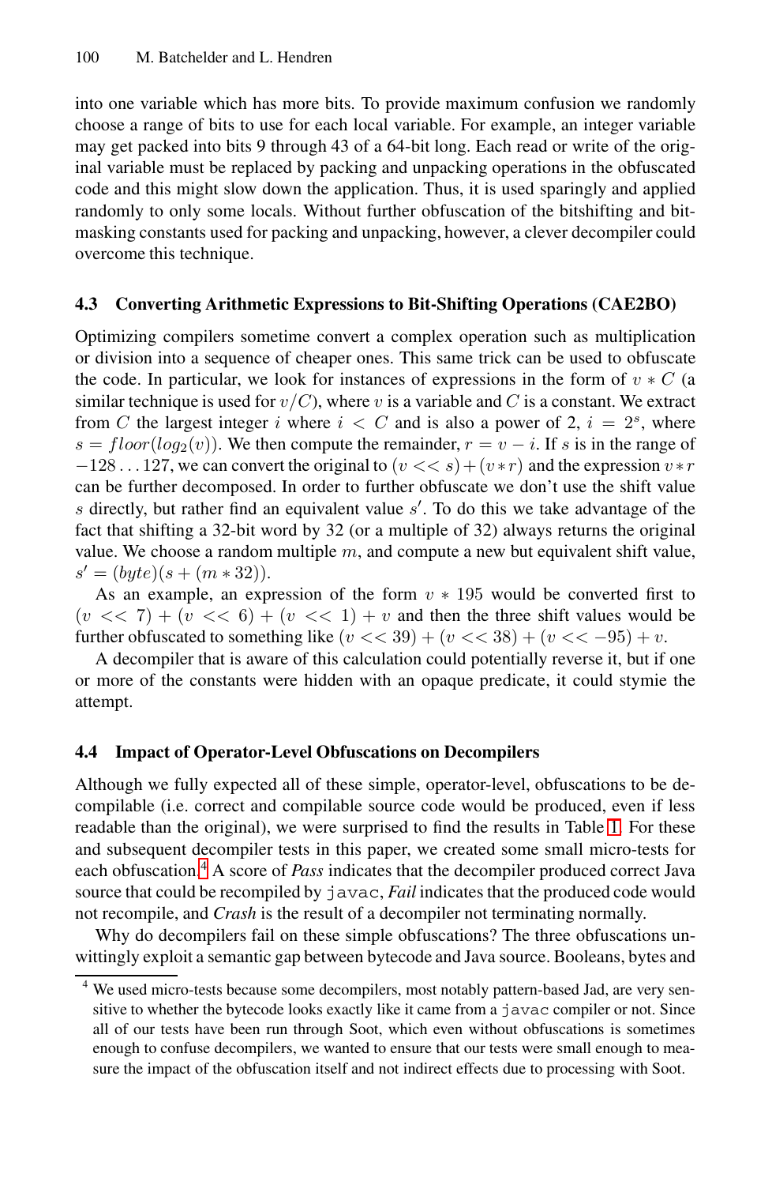into one variable which has more bits. To provide maximum confusion we randomly choose a range of bits to use for each local variable. For example, an integer variable may get packed into bits 9 through 43 of a 64-bit long. Each read or write of the original variable must be replaced by packing and unpacking operations in the obfuscated code and this might slow down the application. Thus, it is used sparingly and applied randomly to only some locals. Without further obfuscation of the bitshifting and bitmasking constants used for packing and unpacking, however, a clever decompiler could overcome this technique.

### 4.3 Converting Arithmetic Expressions to Bit-Shifting Operations (CAE2BO)

Optimizing compilers sometime convert a complex operation such as multiplication or division into a sequence of cheaper ones. This same trick can be used to obfuscate the code. In particular, we look for instances of expressions in the form of $v * C$ (a similar technique is used for $v/C$), where $v$ is a variable and $C$ is a constant. We extract from $C$ the largest integer $i$ where $i < C$ and is also a power of 2, $i = 2^s$, where $s = floor(log_2(v))$. We then compute the remainder, $r = v - i$. If $s$ is in the range of $-128 \ldots 127$, we can convert the original to $(v << s) + (v * r)$ and the expression $v * r$ can be further decomposed. In order to further obfuscate we don't use the shift value $s$ directly, but rather find an equivalent value $s'$. To do this we take advantage of the fact that shifting a 32-bit word by 32 (or a multiple of 32) always returns the original value. We choose a random multiple $m$, and compute a new but equivalent shift value, $s' = (byte)(s + (m * 32))$.

As an example, an expression of the form $v * 195$ would be converted first to $(v << 7) + (v << 6) + (v << 1) + v$ and then the three shift values would be further obfuscated to something like $(v << 39) + (v << 38) + (v << -95) + v$.

A decompiler that is aware of this calculation could potentially reverse it, but if one or more of the constants were hidden with an opaque predicate, it could stymie the attempt.

### 4.4 Impact of Operator-Level Obfuscations on Decompilers

Although we fully expected all of these simple, operator-level, obfuscations to be decompilable (i.e. correct and compilable source code would be produced, even if less readable than the original), we were surprised to find the results in Table 1. For these and subsequent decompiler tests in this paper, we created some small micro-tests for each obfuscation.[4] A score of *Pass* indicates that the decompiler produced correct Java source that could be recompiled by `javac`, *Fail* indicates that the produced code would not recompile, and *Crash* is the result of a decompiler not terminating normally.

Why do decompilers fail on these simple obfuscations? The three obfuscations unwittingly exploit a semantic gap between bytecode and Java source. Booleans, bytes and

[4] We used micro-tests because some decompilers, most notably pattern-based Jad, are very sensitive to whether the bytecode looks exactly like it came from a `javac` compiler or not. Since all of our tests have been run through Soot, which even without obfuscations is sometimes enough to confuse decompilers, we wanted to ensure that our tests were small enough to measure the impact of the obfuscation itself and not indirect effects due to processing with Soot.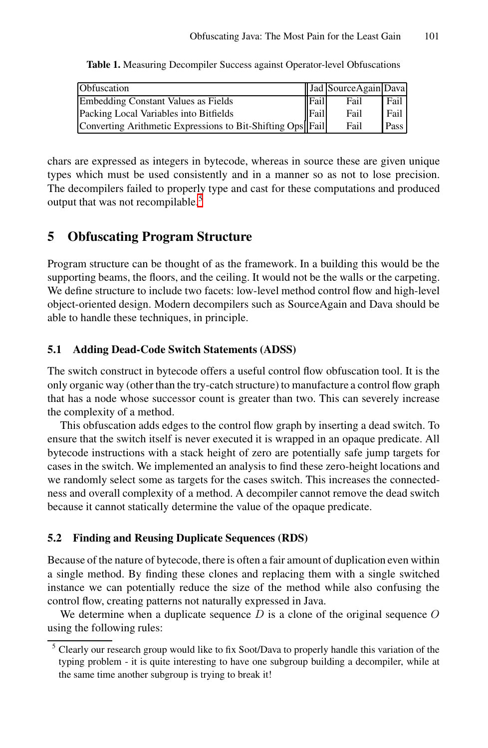**Table 1.** Measuring Decompiler Success against Operator-level Obfuscations

| Obfuscation | Jad | SourceAgain | Dava |
|---|---|---|---|
| Embedding Constant Values as Fields | Fail | Fail | Fail |
| Packing Local Variables into Bitfields | Fail | Fail | Fail |
| Converting Arithmetic Expressions to Bit-Shifting Ops | Fail | Fail | Pass |

chars are expressed as integers in bytecode, whereas in source these are given unique types which must be used consistently and in a manner so as not to lose precision. The decompilers failed to properly type and cast for these computations and produced output that was not recompilable.[5]

## 5 Obfuscating Program Structure

Program structure can be thought of as the framework. In a building this would be the supporting beams, the floors, and the ceiling. It would not be the walls or the carpeting. We define structure to include two facets: low-level method control flow and high-level object-oriented design. Modern decompilers such as SourceAgain and Dava should be able to handle these techniques, in principle.

### 5.1 Adding Dead-Code Switch Statements (ADSS)

The switch construct in bytecode offers a useful control flow obfuscation tool. It is the only organic way (other than the try-catch structure) to manufacture a control flow graph that has a node whose successor count is greater than two. This can severely increase the complexity of a method.

This obfuscation adds edges to the control flow graph by inserting a dead switch. To ensure that the switch itself is never executed it is wrapped in an opaque predicate. All bytecode instructions with a stack height of zero are potentially safe jump targets for cases in the switch. We implemented an analysis to find these zero-height locations and we randomly select some as targets for the cases switch. This increases the connectedness and overall complexity of a method. A decompiler cannot remove the dead switch because it cannot statically determine the value of the opaque predicate.

### 5.2 Finding and Reusing Duplicate Sequences (RDS)

Because of the nature of bytecode, there is often a fair amount of duplication even within a single method. By finding these clones and replacing them with a single switched instance we can potentially reduce the size of the method while also confusing the control flow, creating patterns not naturally expressed in Java.

We determine when a duplicate sequence $D$ is a clone of the original sequence $O$ using the following rules:

[5] Clearly our research group would like to fix Soot/Dava to properly handle this variation of the typing problem - it is quite interesting to have one subgroup building a decompiler, while at the same time another subgroup is trying to break it!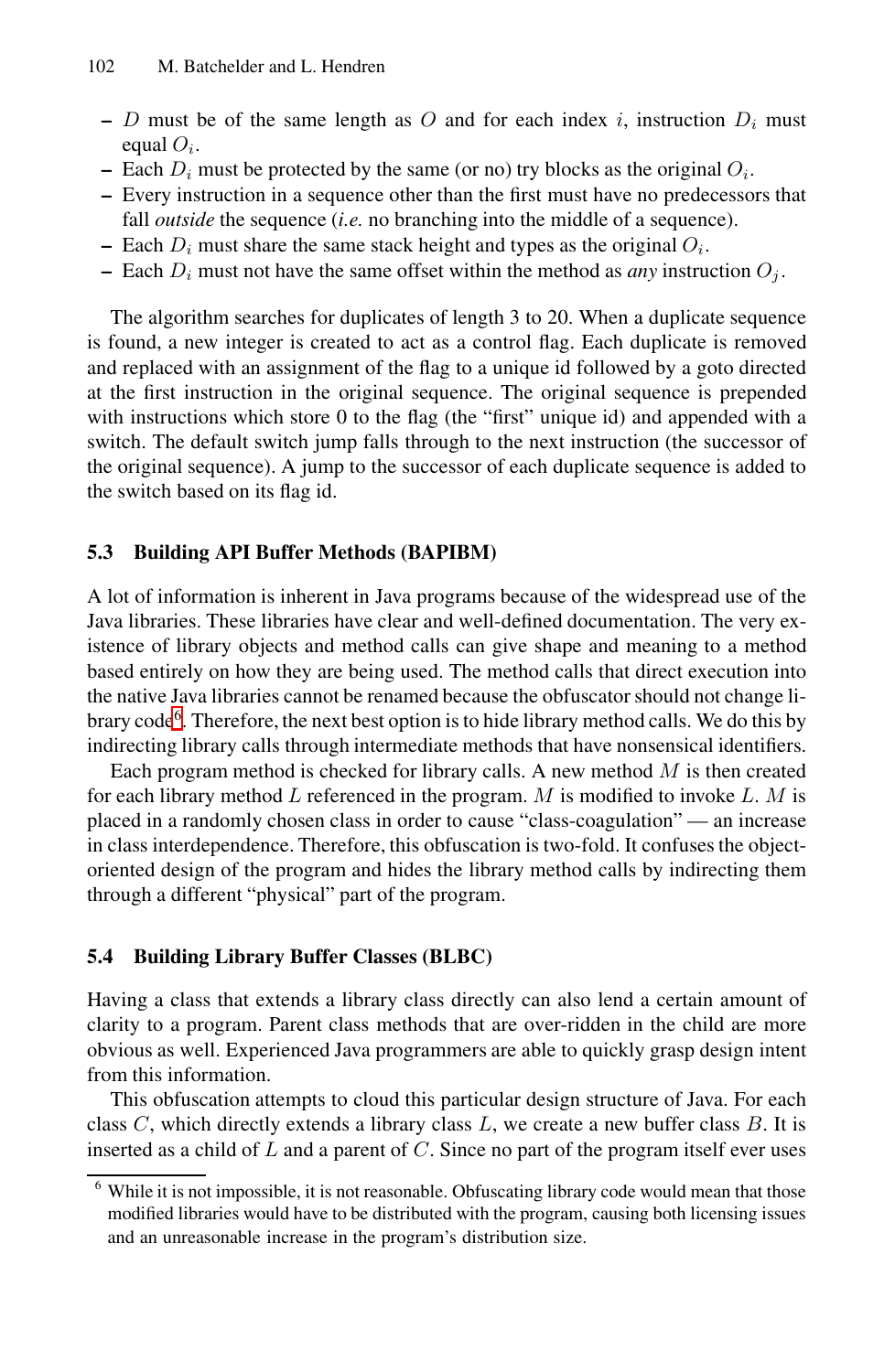- $D$ must be of the same length as $O$ and for each index $i$, instruction $D_i$ must equal $O_i$.
- Each $D_i$ must be protected by the same (or no) try blocks as the original $O_i$.
- Every instruction in a sequence other than the first must have no predecessors that fall *outside* the sequence (*i.e.* no branching into the middle of a sequence).
- Each $D_i$ must share the same stack height and types as the original $O_i$.
- Each $D_i$ must not have the same offset within the method as *any* instruction $O_j$.

The algorithm searches for duplicates of length 3 to 20. When a duplicate sequence is found, a new integer is created to act as a control flag. Each duplicate is removed and replaced with an assignment of the flag to a unique id followed by a goto directed at the first instruction in the original sequence. The original sequence is prepended with instructions which store 0 to the flag (the "first" unique id) and appended with a switch. The default switch jump falls through to the next instruction (the successor of the original sequence). A jump to the successor of each duplicate sequence is added to the switch based on its flag id.

### 5.3 Building API Buffer Methods (BAPIBM)

A lot of information is inherent in Java programs because of the widespread use of the Java libraries. These libraries have clear and well-defined documentation. The very existence of library objects and method calls can give shape and meaning to a method based entirely on how they are being used. The method calls that direct execution into the native Java libraries cannot be renamed because the obfuscator should not change library code[6]. Therefore, the next best option is to hide library method calls. We do this by indirecting library calls through intermediate methods that have nonsensical identifiers.

Each program method is checked for library calls. A new method $M$ is then created for each library method $L$ referenced in the program. $M$ is modified to invoke $L$. $M$ is placed in a randomly chosen class in order to cause "class-coagulation" — an increase in class interdependence. Therefore, this obfuscation is two-fold. It confuses the object-oriented design of the program and hides the library method calls by indirecting them through a different "physical" part of the program.

### 5.4 Building Library Buffer Classes (BLBC)

Having a class that extends a library class directly can also lend a certain amount of clarity to a program. Parent class methods that are over-ridden in the child are more obvious as well. Experienced Java programmers are able to quickly grasp design intent from this information.

This obfuscation attempts to cloud this particular design structure of Java. For each class $C$, which directly extends a library class $L$, we create a new buffer class $B$. It is inserted as a child of $L$ and a parent of $C$. Since no part of the program itself ever uses

[6] While it is not impossible, it is not reasonable. Obfuscating library code would mean that those modified libraries would have to be distributed with the program, causing both licensing issues and an unreasonable increase in the program's distribution size.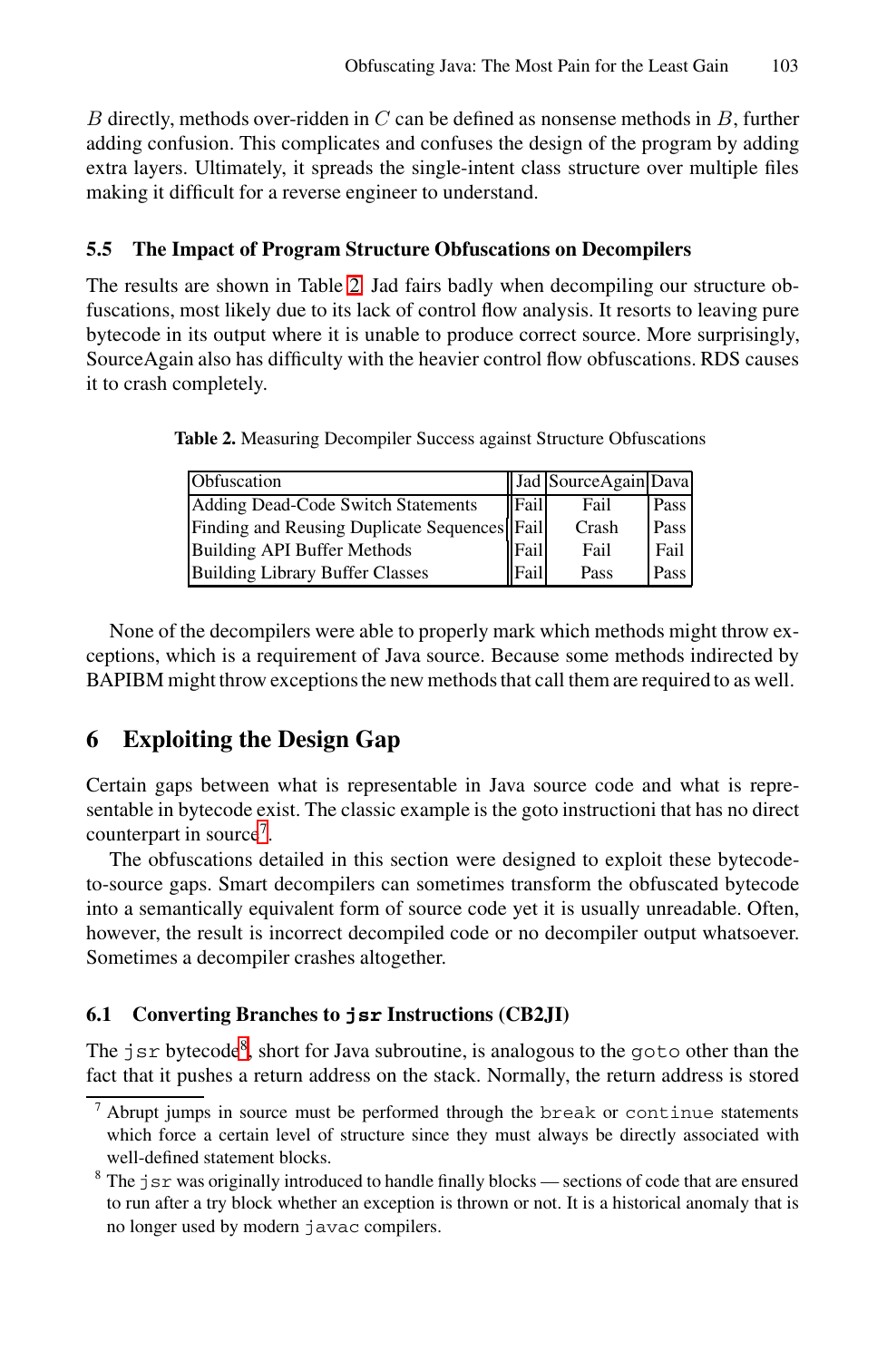$B$ directly, methods over-ridden in $C$ can be defined as nonsense methods in $B$, further adding confusion. This complicates and confuses the design of the program by adding extra layers. Ultimately, it spreads the single-intent class structure over multiple files making it difficult for a reverse engineer to understand.

### 5.5 The Impact of Program Structure Obfuscations on Decompilers

The results are shown in Table 2. Jad fairs badly when decompiling our structure obfuscations, most likely due to its lack of control flow analysis. It resorts to leaving pure bytecode in its output where it is unable to produce correct source. More surprisingly, SourceAgain also has difficulty with the heavier control flow obfuscations. RDS causes it to crash completely.

**Table 2.** Measuring Decompiler Success against Structure Obfuscations

| Obfuscation | Jad | SourceAgain | Dava |
|---|---|---|---|
| Adding Dead-Code Switch Statements | Fail | Fail | Pass |
| Finding and Reusing Duplicate Sequences | Fail | Crash | Pass |
| Building API Buffer Methods | Fail | Fail | Fail |
| Building Library Buffer Classes | Fail | Pass | Pass |

None of the decompilers were able to properly mark which methods might throw exceptions, which is a requirement of Java source. Because some methods indirected by BAPIBM might throw exceptions the new methods that call them are required to as well.

## 6 Exploiting the Design Gap

Certain gaps between what is representable in Java source code and what is representable in bytecode exist. The classic example is the goto instructioni that has no direct counterpart in source[7].

The obfuscations detailed in this section were designed to exploit these bytecode-to-source gaps. Smart decompilers can sometimes transform the obfuscated bytecode into a semantically equivalent form of source code yet it is usually unreadable. Often, however, the result is incorrect decompiled code or no decompiler output whatsoever. Sometimes a decompiler crashes altogether.

### 6.1 Converting Branches to `jsr` Instructions (CB2JI)

The `jsr` bytecode[8], short for Java subroutine, is analogous to the `goto` other than the fact that it pushes a return address on the stack. Normally, the return address is stored

---

[7] Abrupt jumps in source must be performed through the `break` or `continue` statements which force a certain level of structure since they must always be directly associated with well-defined statement blocks.

[8] The `jsr` was originally introduced to handle finally blocks — sections of code that are ensured to run after a try block whether an exception is thrown or not. It is a historical anomaly that is no longer used by modern `javac` compilers.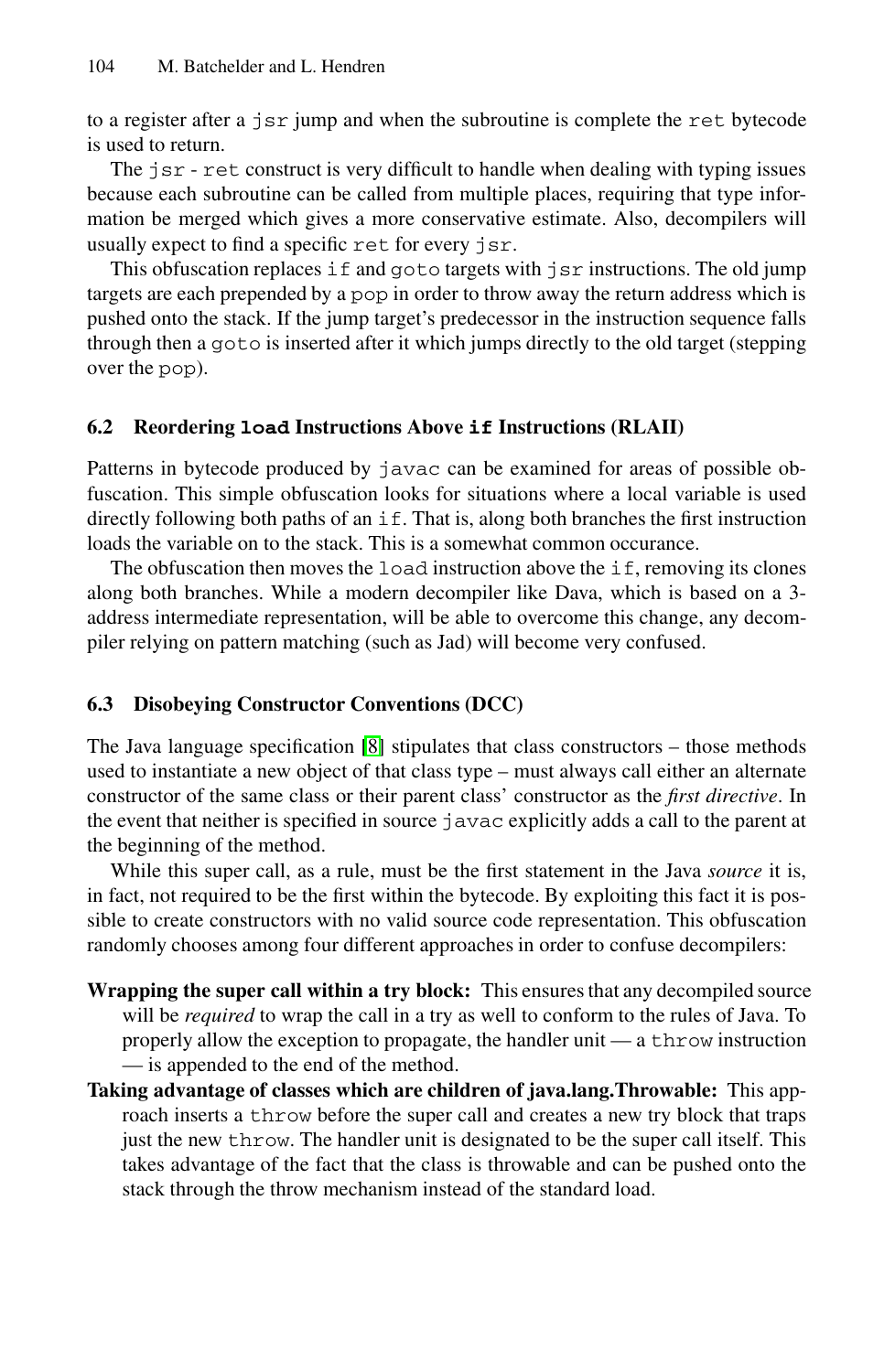to a register after a jsr jump and when the subroutine is complete the ret bytecode is used to return.

The jsr - ret construct is very difficult to handle when dealing with typing issues because each subroutine can be called from multiple places, requiring that type information be merged which gives a more conservative estimate. Also, decompilers will usually expect to find a specific ret for every jsr.

This obfuscation replaces if and goto targets with jsr instructions. The old jump targets are each prepended by a pop in order to throw away the return address which is pushed onto the stack. If the jump target's predecessor in the instruction sequence falls through then a goto is inserted after it which jumps directly to the old target (stepping over the pop).

### 6.2 Reordering **load** Instructions Above **if** Instructions (RLAII)

Patterns in bytecode produced by javac can be examined for areas of possible obfuscation. This simple obfuscation looks for situations where a local variable is used directly following both paths of an if. That is, along both branches the first instruction loads the variable on to the stack. This is a somewhat common occurance.

The obfuscation then moves the load instruction above the if, removing its clones along both branches. While a modern decompiler like Dava, which is based on a 3-address intermediate representation, will be able to overcome this change, any decompiler relying on pattern matching (such as Jad) will become very confused.

### 6.3 Disobeying Constructor Conventions (DCC)

The Java language specification [8] stipulates that class constructors – those methods used to instantiate a new object of that class type – must always call either an alternate constructor of the same class or their parent class' constructor as the *first directive*. In the event that neither is specified in source javac explicitly adds a call to the parent at the beginning of the method.

While this super call, as a rule, must be the first statement in the Java *source* it is, in fact, not required to be the first within the bytecode. By exploiting this fact it is possible to create constructors with no valid source code representation. This obfuscation randomly chooses among four different approaches in order to confuse decompilers:

**Wrapping the super call within a try block:** This ensures that any decompiled source will be *required* to wrap the call in a try as well to conform to the rules of Java. To properly allow the exception to propagate, the handler unit — a throw instruction — is appended to the end of the method.

**Taking advantage of classes which are children of java.lang.Throwable:** This approach inserts a throw before the super call and creates a new try block that traps just the new throw. The handler unit is designated to be the super call itself. This takes advantage of the fact that the class is throwable and can be pushed onto the stack through the throw mechanism instead of the standard load.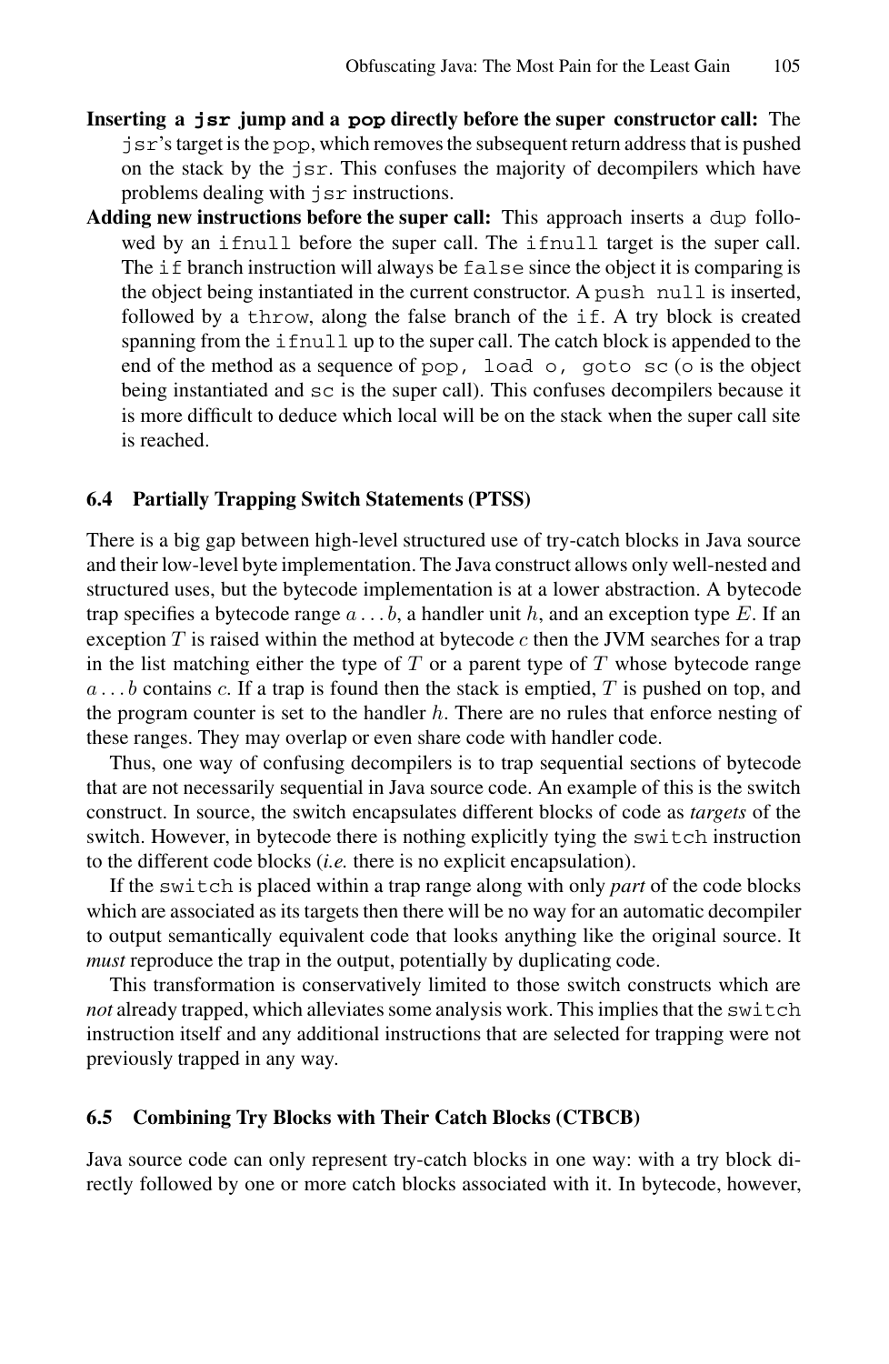**Inserting a `jsr` jump and a `pop` directly before the super constructor call:** The `jsr`'s target is the `pop`, which removes the subsequent return address that is pushed on the stack by the `jsr`. This confuses the majority of decompilers which have problems dealing with `jsr` instructions.

**Adding new instructions before the super call:** This approach inserts a `dup` followed by an `ifnull` before the super call. The `ifnull` target is the super call. The `if` branch instruction will always be `false` since the object it is comparing is the object being instantiated in the current constructor. A `push null` is inserted, followed by a `throw`, along the false branch of the `if`. A try block is created spanning from the `ifnull` up to the super call. The catch block is appended to the end of the method as a sequence of `pop, load o, goto sc` (`o` is the object being instantiated and `sc` is the super call). This confuses decompilers because it is more difficult to deduce which local will be on the stack when the super call site is reached.

### 6.4 Partially Trapping Switch Statements (PTSS)

There is a big gap between high-level structured use of try-catch blocks in Java source and their low-level byte implementation. The Java construct allows only well-nested and structured uses, but the bytecode implementation is at a lower abstraction. A bytecode trap specifies a bytecode range $a \ldots b$, a handler unit $h$, and an exception type $E$. If an exception $T$ is raised within the method at bytecode $c$ then the JVM searches for a trap in the list matching either the type of $T$ or a parent type of $T$ whose bytecode range $a \ldots b$ contains $c$. If a trap is found then the stack is emptied, $T$ is pushed on top, and the program counter is set to the handler $h$. There are no rules that enforce nesting of these ranges. They may overlap or even share code with handler code.

Thus, one way of confusing decompilers is to trap sequential sections of bytecode that are not necessarily sequential in Java source code. An example of this is the switch construct. In source, the switch encapsulates different blocks of code as *targets* of the switch. However, in bytecode there is nothing explicitly tying the `switch` instruction to the different code blocks (*i.e.* there is no explicit encapsulation).

If the `switch` is placed within a trap range along with only *part* of the code blocks which are associated as its targets then there will be no way for an automatic decompiler to output semantically equivalent code that looks anything like the original source. It *must* reproduce the trap in the output, potentially by duplicating code.

This transformation is conservatively limited to those switch constructs which are *not* already trapped, which alleviates some analysis work. This implies that the `switch` instruction itself and any additional instructions that are selected for trapping were not previously trapped in any way.

### 6.5 Combining Try Blocks with Their Catch Blocks (CTBCB)

Java source code can only represent try-catch blocks in one way: with a try block directly followed by one or more catch blocks associated with it. In bytecode, however,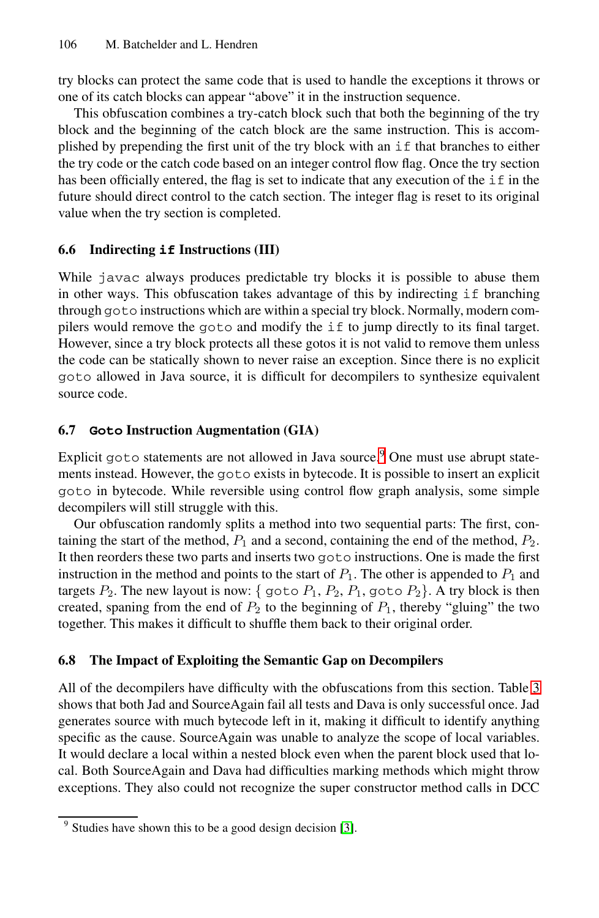try blocks can protect the same code that is used to handle the exceptions it throws or one of its catch blocks can appear "above" it in the instruction sequence.

This obfuscation combines a try-catch block such that both the beginning of the try block and the beginning of the catch block are the same instruction. This is accomplished by prepending the first unit of the try block with an `if` that branches to either the try code or the catch code based on an integer control flow flag. Once the try section has been officially entered, the flag is set to indicate that any execution of the `if` in the future should direct control to the catch section. The integer flag is reset to its original value when the try section is completed.

### 6.6 Indirecting `if` Instructions (III)

While `javac` always produces predictable try blocks it is possible to abuse them in other ways. This obfuscation takes advantage of this by indirecting `if` branching through `goto` instructions which are within a special try block. Normally, modern compilers would remove the `goto` and modify the `if` to jump directly to its final target. However, since a try block protects all these gotos it is not valid to remove them unless the code can be statically shown to never raise an exception. Since there is no explicit `goto` allowed in Java source, it is difficult for decompilers to synthesize equivalent source code.

### 6.7 `Goto` Instruction Augmentation (GIA)

Explicit `goto` statements are not allowed in Java source.[9] One must use abrupt statements instead. However, the `goto` exists in bytecode. It is possible to insert an explicit `goto` in bytecode. While reversible using control flow graph analysis, some simple decompilers will still struggle with this.

Our obfuscation randomly splits a method into two sequential parts: The first, containing the start of the method, $P_1$ and a second, containing the end of the method, $P_2$. It then reorders these two parts and inserts two `goto` instructions. One is made the first instruction in the method and points to the start of $P_1$. The other is appended to $P_1$ and targets $P_2$. The new layout is now: { `goto` $P_1$, $P_2$, $P_1$, `goto` $P_2$}. A try block is then created, spaning from the end of $P_2$ to the beginning of $P_1$, thereby "gluing" the two together. This makes it difficult to shuffle them back to their original order.

### 6.8 The Impact of Exploiting the Semantic Gap on Decompilers

All of the decompilers have difficulty with the obfuscations from this section. Table 3 shows that both Jad and SourceAgain fail all tests and Dava is only successful once. Jad generates source with much bytecode left in it, making it difficult to identify anything specific as the cause. SourceAgain was unable to analyze the scope of local variables. It would declare a local within a nested block even when the parent block used that local. Both SourceAgain and Dava had difficulties marking methods which might throw exceptions. They also could not recognize the super constructor method calls in DCC

[9] Studies have shown this to be a good design decision [3].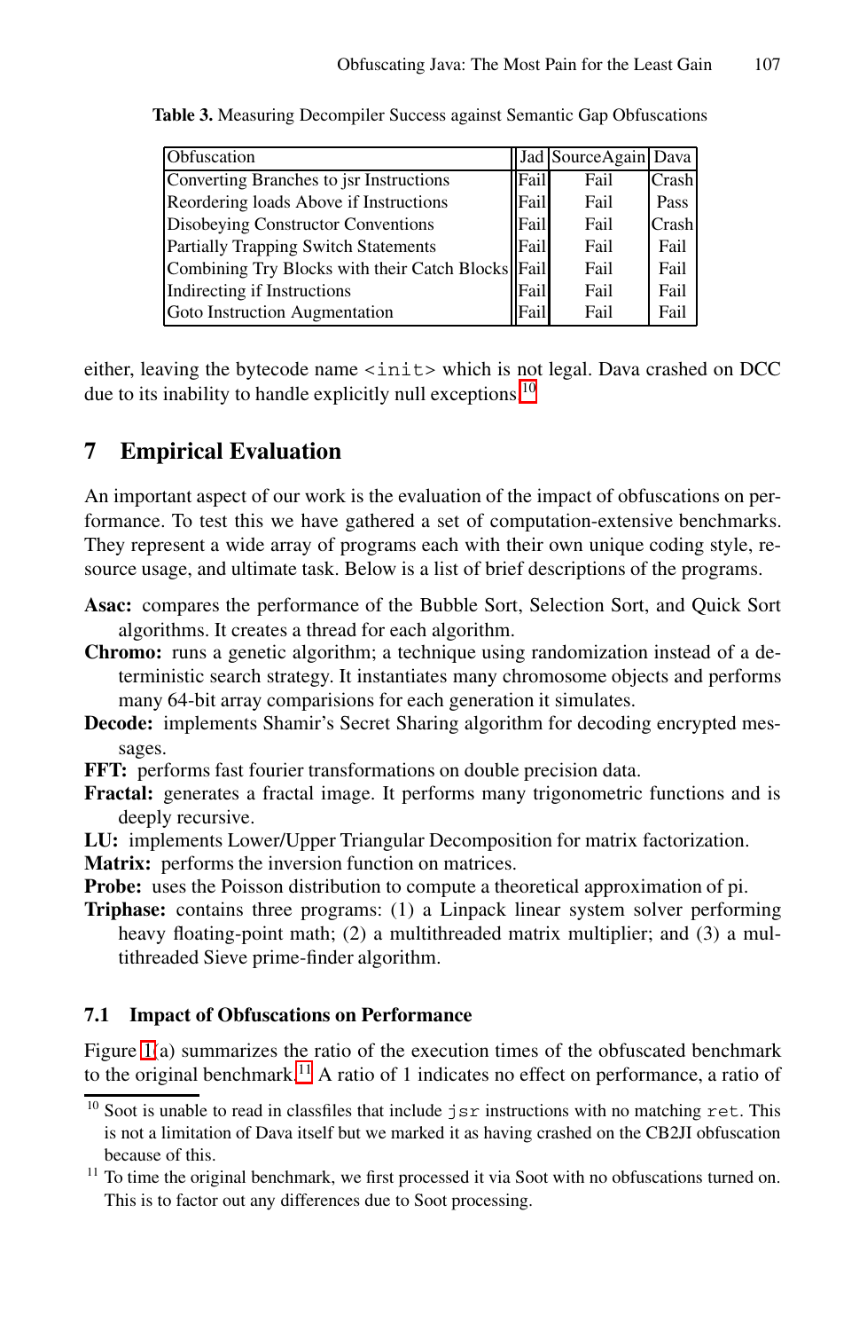**Table 3.** Measuring Decompiler Success against Semantic Gap Obfuscations

| Obfuscation | Jad | SourceAgain | Dava |
|---|---|---|---|
| Converting Branches to jsr Instructions | Fail | Fail | Crash |
| Reordering loads Above if Instructions | Fail | Fail | Pass |
| Disobeying Constructor Conventions | Fail | Fail | Crash |
| Partially Trapping Switch Statements | Fail | Fail | Fail |
| Combining Try Blocks with their Catch Blocks | Fail | Fail | Fail |
| Indirecting if Instructions | Fail | Fail | Fail |
| Goto Instruction Augmentation | Fail | Fail | Fail |

either, leaving the bytecode name `<init>` which is not legal. Dava crashed on DCC due to its inability to handle explicitly null exceptions.[10]

## 7 Empirical Evaluation

An important aspect of our work is the evaluation of the impact of obfuscations on performance. To test this we have gathered a set of computation-extensive benchmarks. They represent a wide array of programs each with their own unique coding style, resource usage, and ultimate task. Below is a list of brief descriptions of the programs.

**Asac:** compares the performance of the Bubble Sort, Selection Sort, and Quick Sort algorithms. It creates a thread for each algorithm.

**Chromo:** runs a genetic algorithm; a technique using randomization instead of a deterministic search strategy. It instantiates many chromosome objects and performs many 64-bit array comparisions for each generation it simulates.

**Decode:** implements Shamir's Secret Sharing algorithm for decoding encrypted messages.

**FFT:** performs fast fourier transformations on double precision data.

**Fractal:** generates a fractal image. It performs many trigonometric functions and is deeply recursive.

**LU:** implements Lower/Upper Triangular Decomposition for matrix factorization.

**Matrix:** performs the inversion function on matrices.

**Probe:** uses the Poisson distribution to compute a theoretical approximation of pi.

**Triphase:** contains three programs: (1) a Linpack linear system solver performing heavy floating-point math; (2) a multithreaded matrix multiplier; and (3) a multithreaded Sieve prime-finder algorithm.

### 7.1 Impact of Obfuscations on Performance

Figure 1(a) summarizes the ratio of the execution times of the obfuscated benchmark to the original benchmark.[11] A ratio of 1 indicates no effect on performance, a ratio of

---

[10] Soot is unable to read in classfiles that include `jsr` instructions with no matching `ret`. This is not a limitation of Dava itself but we marked it as having crashed on the CB2JI obfuscation because of this.

[11] To time the original benchmark, we first processed it via Soot with no obfuscations turned on. This is to factor out any differences due to Soot processing.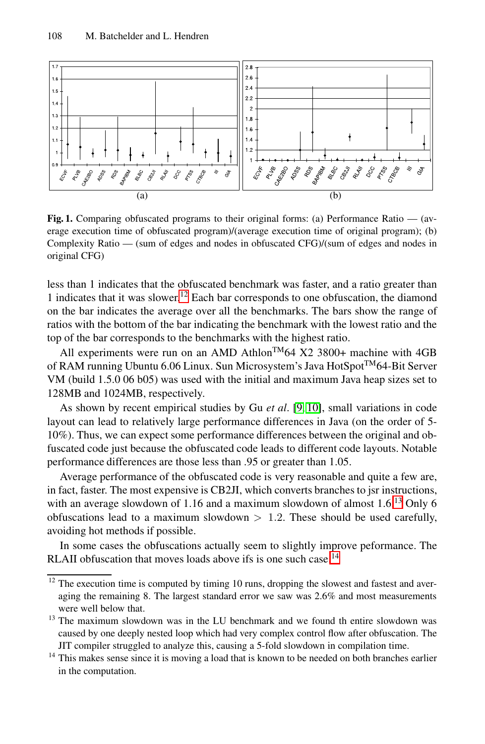**Fig. 1.** Comparing obfuscated programs to their original forms: (a) Performance Ratio — (average execution time of obfuscated program)/(average execution time of original program); (b) Complexity Ratio — (sum of edges and nodes in obfuscated CFG)/(sum of edges and nodes in original CFG)

less than 1 indicates that the obfuscated benchmark was faster, and a ratio greater than 1 indicates that it was slower.[12] Each bar corresponds to one obfuscation, the diamond on the bar indicates the average over all the benchmarks. The bars show the range of ratios with the bottom of the bar indicating the benchmark with the lowest ratio and the top of the bar corresponds to the benchmarks with the highest ratio.

All experiments were run on an AMD Athlon™64 X2 3800+ machine with 4GB of RAM running Ubuntu 6.06 Linux. Sun Microsystem's Java HotSpot™64-Bit Server VM (build 1.5.0 06 b05) was used with the initial and maximum Java heap sizes set to 128MB and 1024MB, respectively.

As shown by recent empirical studies by Gu *et al.* [9, 10], small variations in code layout can lead to relatively large performance differences in Java (on the order of 5-10%). Thus, we can expect some performance differences between the original and obfuscated code just because the obfuscated code leads to different code layouts. Notable performance differences are those less than .95 or greater than 1.05.

Average performance of the obfuscated code is very reasonable and quite a few are, in fact, faster. The most expensive is CB2JI, which converts branches to jsr instructions, with an average slowdown of 1.16 and a maximum slowdown of almost 1.6.[13] Only 6 obfuscations lead to a maximum slowdown $> 1.2$. These should be used carefully, avoiding hot methods if possible.

In some cases the obfuscations actually seem to slightly improve peformance. The RLAII obfuscation that moves loads above ifs is one such case.[14]

---

[12] The execution time is computed by timing 10 runs, dropping the slowest and fastest and averaging the remaining 8. The largest standard error we saw was 2.6% and most measurements were well below that.

[13] The maximum slowdown was in the LU benchmark and we found th entire slowdown was caused by one deeply nested loop which had very complex control flow after obfuscation. The JIT compiler struggled to analyze this, causing a 5-fold slowdown in compilation time.

[14] This makes sense since it is moving a load that is known to be needed on both branches earlier in the computation.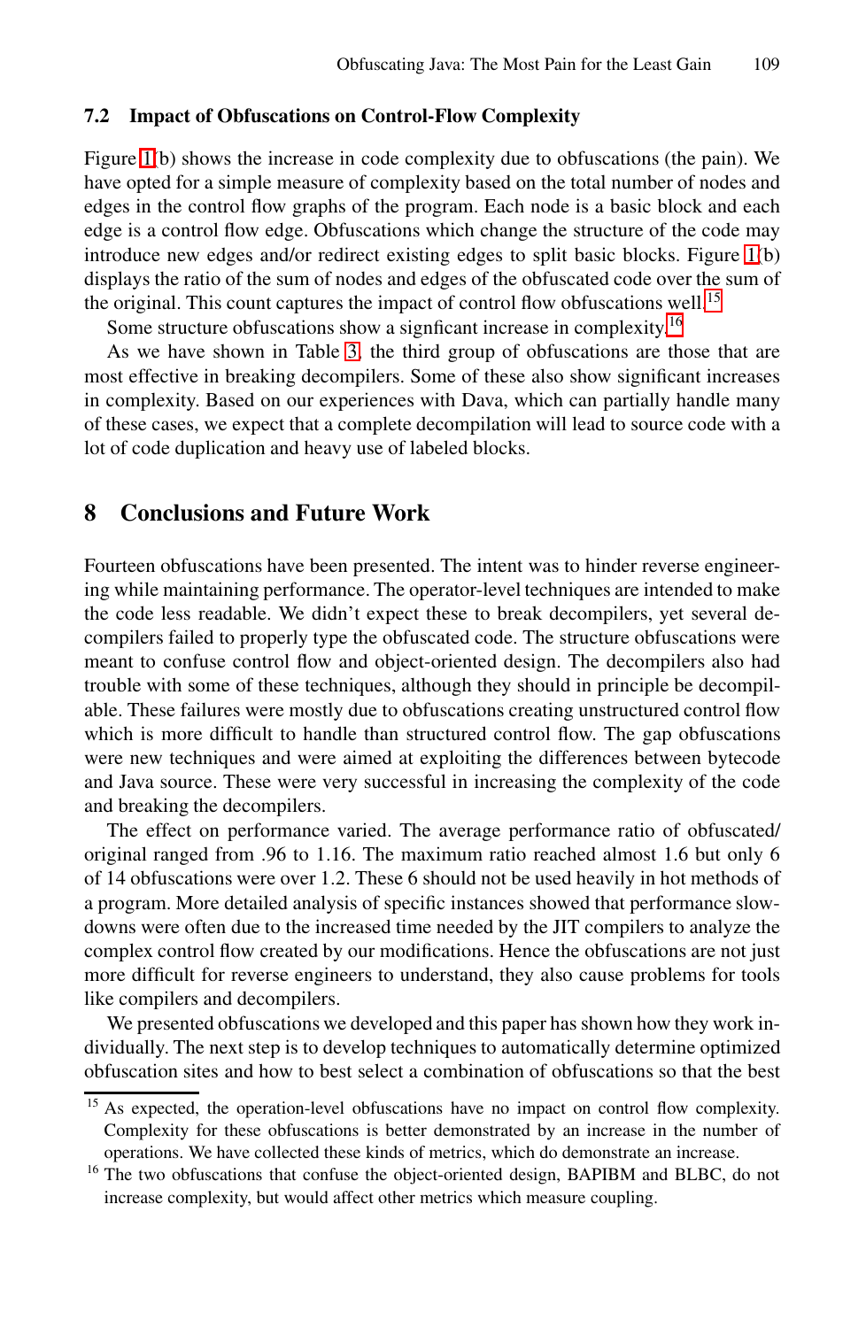### 7.2 Impact of Obfuscations on Control-Flow Complexity

Figure 1(b) shows the increase in code complexity due to obfuscations (the pain). We have opted for a simple measure of complexity based on the total number of nodes and edges in the control flow graphs of the program. Each node is a basic block and each edge is a control flow edge. Obfuscations which change the structure of the code may introduce new edges and/or redirect existing edges to split basic blocks. Figure 1(b) displays the ratio of the sum of nodes and edges of the obfuscated code over the sum of the original. This count captures the impact of control flow obfuscations well.[15]

Some structure obfuscations show a signficant increase in complexity.[16]

As we have shown in Table 3, the third group of obfuscations are those that are most effective in breaking decompilers. Some of these also show significant increases in complexity. Based on our experiences with Dava, which can partially handle many of these cases, we expect that a complete decompilation will lead to source code with a lot of code duplication and heavy use of labeled blocks.

## 8 Conclusions and Future Work

Fourteen obfuscations have been presented. The intent was to hinder reverse engineering while maintaining performance. The operator-level techniques are intended to make the code less readable. We didn't expect these to break decompilers, yet several decompilers failed to properly type the obfuscated code. The structure obfuscations were meant to confuse control flow and object-oriented design. The decompilers also had trouble with some of these techniques, although they should in principle be decompilable. These failures were mostly due to obfuscations creating unstructured control flow which is more difficult to handle than structured control flow. The gap obfuscations were new techniques and were aimed at exploiting the differences between bytecode and Java source. These were very successful in increasing the complexity of the code and breaking the decompilers.

The effect on performance varied. The average performance ratio of obfuscated/original ranged from .96 to 1.16. The maximum ratio reached almost 1.6 but only 6 of 14 obfuscations were over 1.2. These 6 should not be used heavily in hot methods of a program. More detailed analysis of specific instances showed that performance slowdowns were often due to the increased time needed by the JIT compilers to analyze the complex control flow created by our modifications. Hence the obfuscations are not just more difficult for reverse engineers to understand, they also cause problems for tools like compilers and decompilers.

We presented obfuscations we developed and this paper has shown how they work individually. The next step is to develop techniques to automatically determine optimized obfuscation sites and how to best select a combination of obfuscations so that the best

[15] As expected, the operation-level obfuscations have no impact on control flow complexity. Complexity for these obfuscations is better demonstrated by an increase in the number of operations. We have collected these kinds of metrics, which do demonstrate an increase.

[16] The two obfuscations that confuse the object-oriented design, BAPIBM and BLBC, do not increase complexity, but would affect other metrics which measure coupling.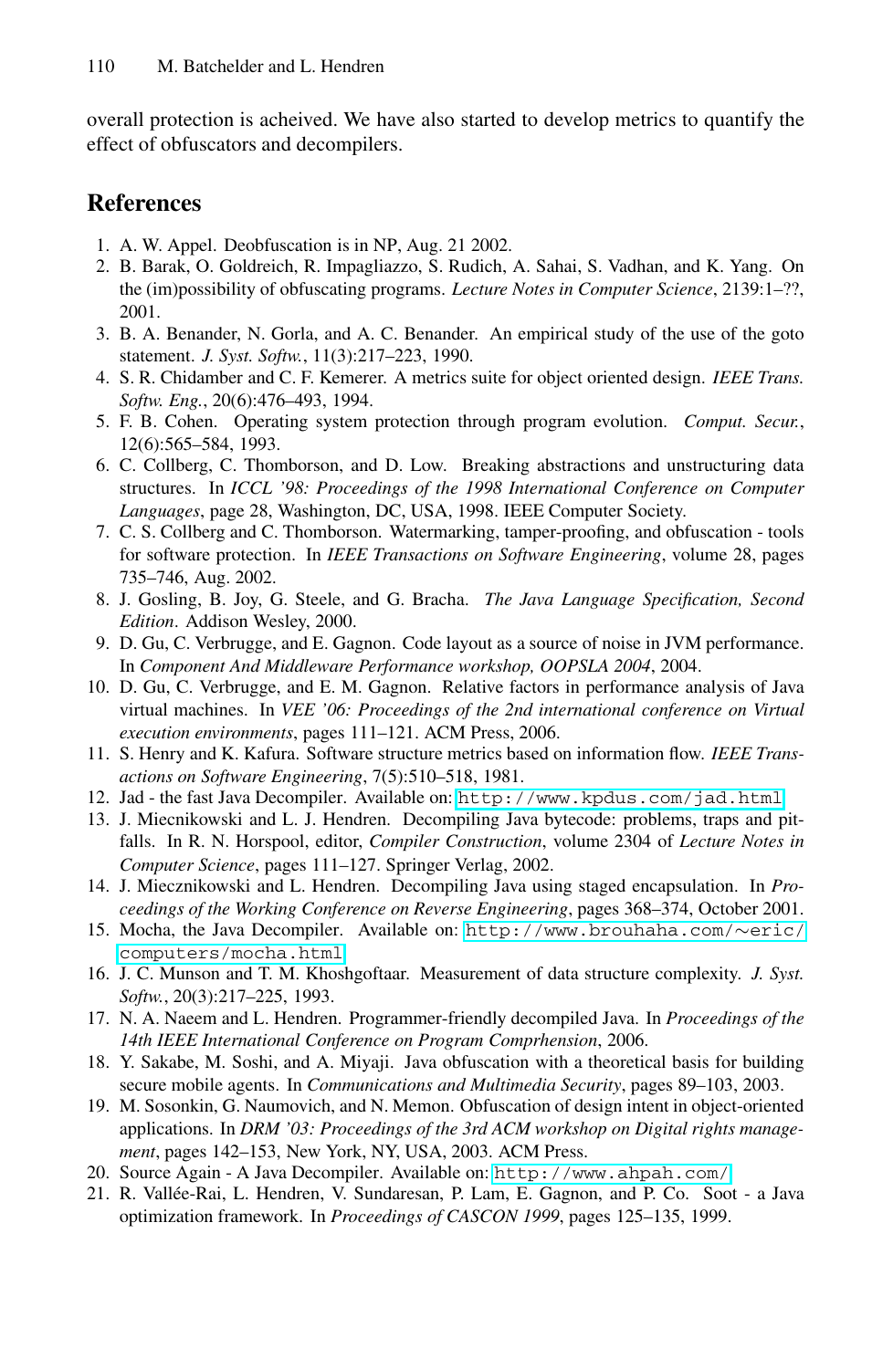overall protection is acheived. We have also started to develop metrics to quantify the effect of obfuscators and decompilers.

## References

1. A. W. Appel. Deobfuscation is in NP, Aug. 21 2002.
2. B. Barak, O. Goldreich, R. Impagliazzo, S. Rudich, A. Sahai, S. Vadhan, and K. Yang. On the (im)possibility of obfuscating programs. *Lecture Notes in Computer Science*, 2139:1–??, 2001.
3. B. A. Benander, N. Gorla, and A. C. Benander. An empirical study of the use of the goto statement. *J. Syst. Softw.*, 11(3):217–223, 1990.
4. S. R. Chidamber and C. F. Kemerer. A metrics suite for object oriented design. *IEEE Trans. Softw. Eng.*, 20(6):476–493, 1994.
5. F. B. Cohen. Operating system protection through program evolution. *Comput. Secur.*, 12(6):565–584, 1993.
6. C. Collberg, C. Thomborson, and D. Low. Breaking abstractions and unstructuring data structures. In *ICCL '98: Proceedings of the 1998 International Conference on Computer Languages*, page 28, Washington, DC, USA, 1998. IEEE Computer Society.
7. C. S. Collberg and C. Thomborson. Watermarking, tamper-proofing, and obfuscation - tools for software protection. In *IEEE Transactions on Software Engineering*, volume 28, pages 735–746, Aug. 2002.
8. J. Gosling, B. Joy, G. Steele, and G. Bracha. *The Java Language Specification, Second Edition*. Addison Wesley, 2000.
9. D. Gu, C. Verbrugge, and E. Gagnon. Code layout as a source of noise in JVM performance. In *Component And Middleware Performance workshop, OOPSLA 2004*, 2004.
10. D. Gu, C. Verbrugge, and E. M. Gagnon. Relative factors in performance analysis of Java virtual machines. In *VEE '06: Proceedings of the 2nd international conference on Virtual execution environments*, pages 111–121. ACM Press, 2006.
11. S. Henry and K. Kafura. Software structure metrics based on information flow. *IEEE Transactions on Software Engineering*, 7(5):510–518, 1981.
12. Jad - the fast Java Decompiler. Available on: http://www.kpdus.com/jad.html
13. J. Miecnikowski and L. J. Hendren. Decompiling Java bytecode: problems, traps and pitfalls. In R. N. Horspool, editor, *Compiler Construction*, volume 2304 of *Lecture Notes in Computer Science*, pages 111–127. Springer Verlag, 2002.
14. J. Miecznikowski and L. Hendren. Decompiling Java using staged encapsulation. In *Proceedings of the Working Conference on Reverse Engineering*, pages 368–374, October 2001.
15. Mocha, the Java Decompiler. Available on: http://www.brouhaha.com/~eric/computers/mocha.html
16. J. C. Munson and T. M. Khoshgoftaar. Measurement of data structure complexity. *J. Syst. Softw.*, 20(3):217–225, 1993.
17. N. A. Naeem and L. Hendren. Programmer-friendly decompiled Java. In *Proceedings of the 14th IEEE International Conference on Program Comprhension*, 2006.
18. Y. Sakabe, M. Soshi, and A. Miyaji. Java obfuscation with a theoretical basis for building secure mobile agents. In *Communications and Multimedia Security*, pages 89–103, 2003.
19. M. Sosonkin, G. Naumovich, and N. Memon. Obfuscation of design intent in object-oriented applications. In *DRM '03: Proceedings of the 3rd ACM workshop on Digital rights management*, pages 142–153, New York, NY, USA, 2003. ACM Press.
20. Source Again - A Java Decompiler. Available on: http://www.ahpah.com/
21. R. Vallée-Rai, L. Hendren, V. Sundaresan, P. Lam, E. Gagnon, and P. Co. Soot - a Java optimization framework. In *Proceedings of CASCON 1999*, pages 125–135, 1999.